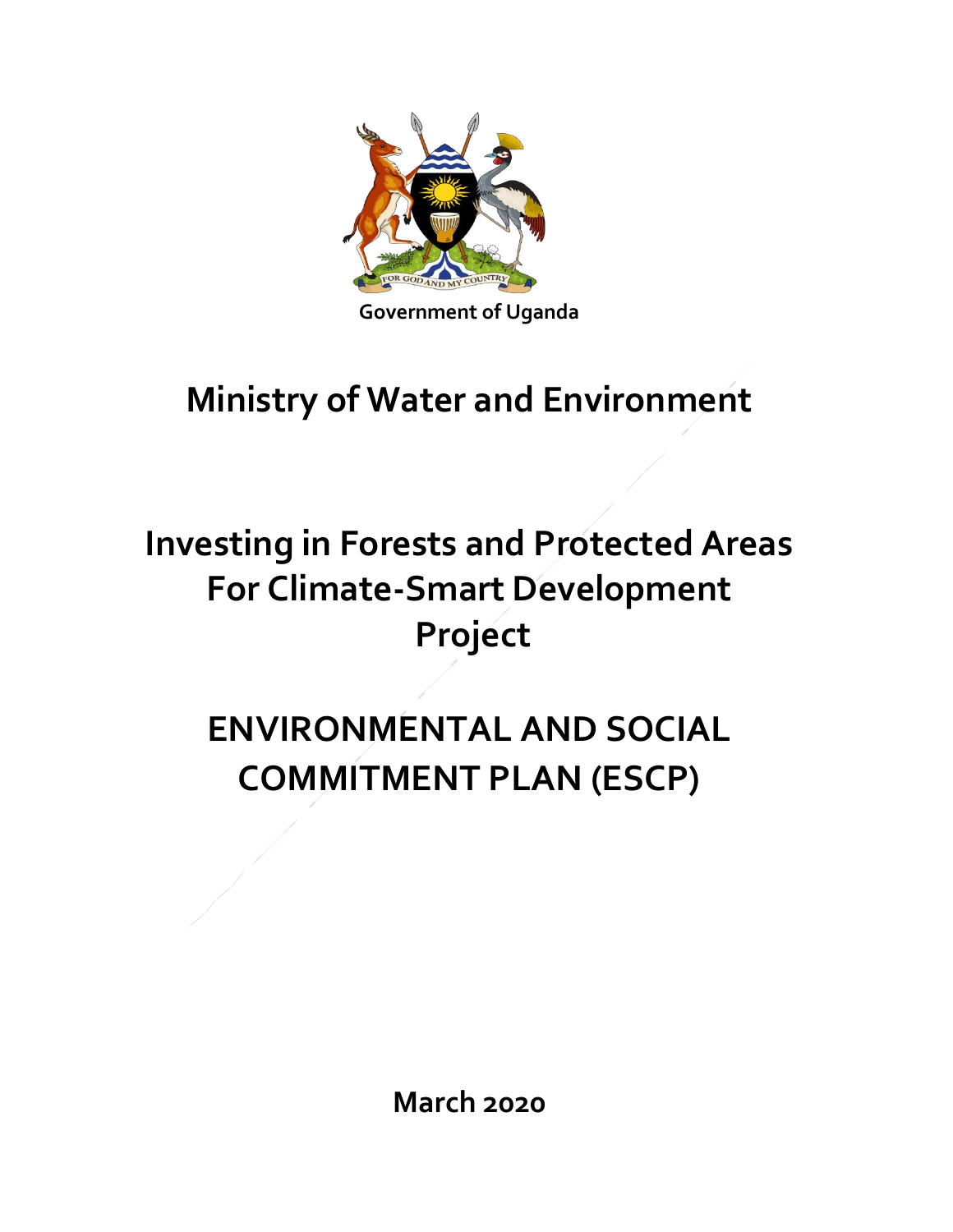Government of Uganda

# Ministry of Water and Environment

# Investing in Forests and Protected Areas For Climate-Smart Development Project

# ENVIRONMENTAL AND SOCIAL COMMITMENT PLAN (ESCP)

**March 2020**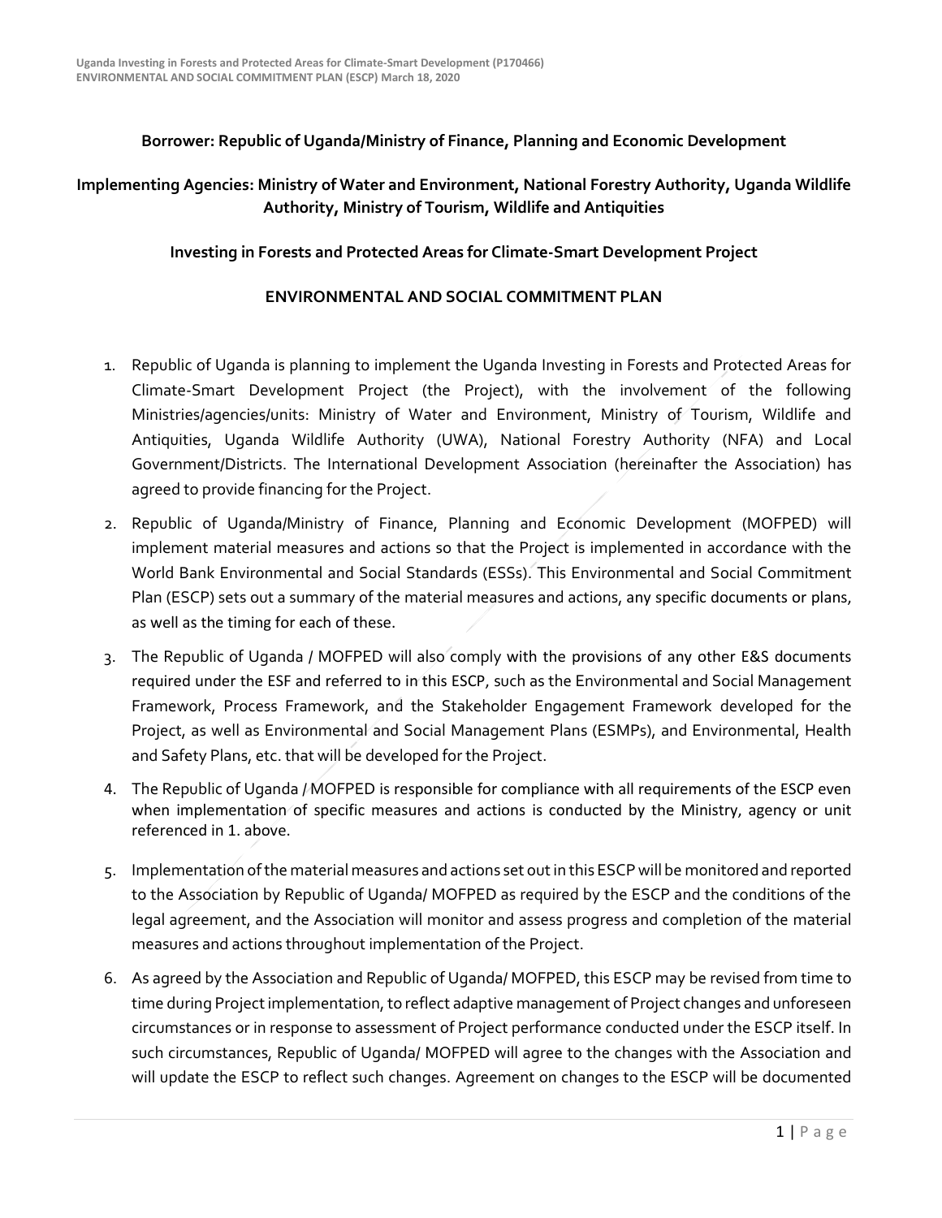**Borrower: Republic of Uganda/Ministry of Finance, Planning and Economic Development**

**Implementing Agencies: Ministry of Water and Environment, National Forestry Authority, Uganda Wildlife Authority, Ministry of Tourism, Wildlife and Antiquities**

**Investing in Forests and Protected Areas for Climate-Smart Development Project**

**ENVIRONMENTAL AND SOCIAL COMMITMENT PLAN**

1. Republic of Uganda is planning to implement the Uganda Investing in Forests and Protected Areas for Climate-Smart Development Project (the Project), with the involvement of the following Ministries/agencies/units: Ministry of Water and Environment, Ministry of Tourism, Wildlife and Antiquities, Uganda Wildlife Authority (UWA), National Forestry Authority (NFA) and Local Government/Districts. The International Development Association (hereinafter the Association) has agreed to provide financing for the Project.
2. Republic of Uganda/Ministry of Finance, Planning and Economic Development (MOFPED) will implement material measures and actions so that the Project is implemented in accordance with the World Bank Environmental and Social Standards (ESSs). This Environmental and Social Commitment Plan (ESCP) sets out a summary of the material measures and actions, any specific documents or plans, as well as the timing for each of these.
3. The Republic of Uganda / MOFPED will also comply with the provisions of any other E&S documents required under the ESF and referred to in this ESCP, such as the Environmental and Social Management Framework, Process Framework, and the Stakeholder Engagement Framework developed for the Project, as well as Environmental and Social Management Plans (ESMPs), and Environmental, Health and Safety Plans, etc. that will be developed for the Project.
4. The Republic of Uganda / MOFPED is responsible for compliance with all requirements of the ESCP even when implementation of specific measures and actions is conducted by the Ministry, agency or unit referenced in 1. above.
5. Implementation of the material measures and actions set out in this ESCP will be monitored and reported to the Association by Republic of Uganda/ MOFPED as required by the ESCP and the conditions of the legal agreement, and the Association will monitor and assess progress and completion of the material measures and actions throughout implementation of the Project.
6. As agreed by the Association and Republic of Uganda/ MOFPED, this ESCP may be revised from time to time during Project implementation, to reflect adaptive management of Project changes and unforeseen circumstances or in response to assessment of Project performance conducted under the ESCP itself. In such circumstances, Republic of Uganda/ MOFPED will agree to the changes with the Association and will update the ESCP to reflect such changes. Agreement on changes to the ESCP will be documented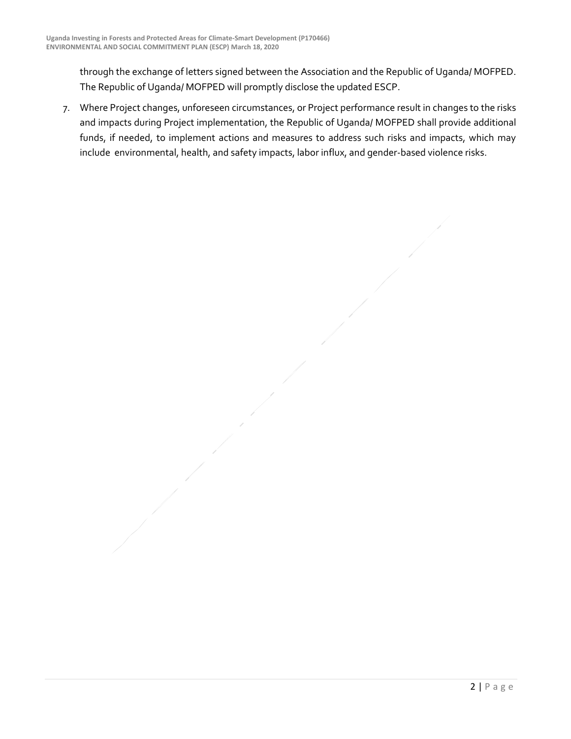through the exchange of letters signed between the Association and the Republic of Uganda/ MOFPED. The Republic of Uganda/ MOFPED will promptly disclose the updated ESCP.

7. Where Project changes, unforeseen circumstances, or Project performance result in changes to the risks and impacts during Project implementation, the Republic of Uganda/ MOFPED shall provide additional funds, if needed, to implement actions and measures to address such risks and impacts, which may include environmental, health, and safety impacts, labor influx, and gender-based violence risks.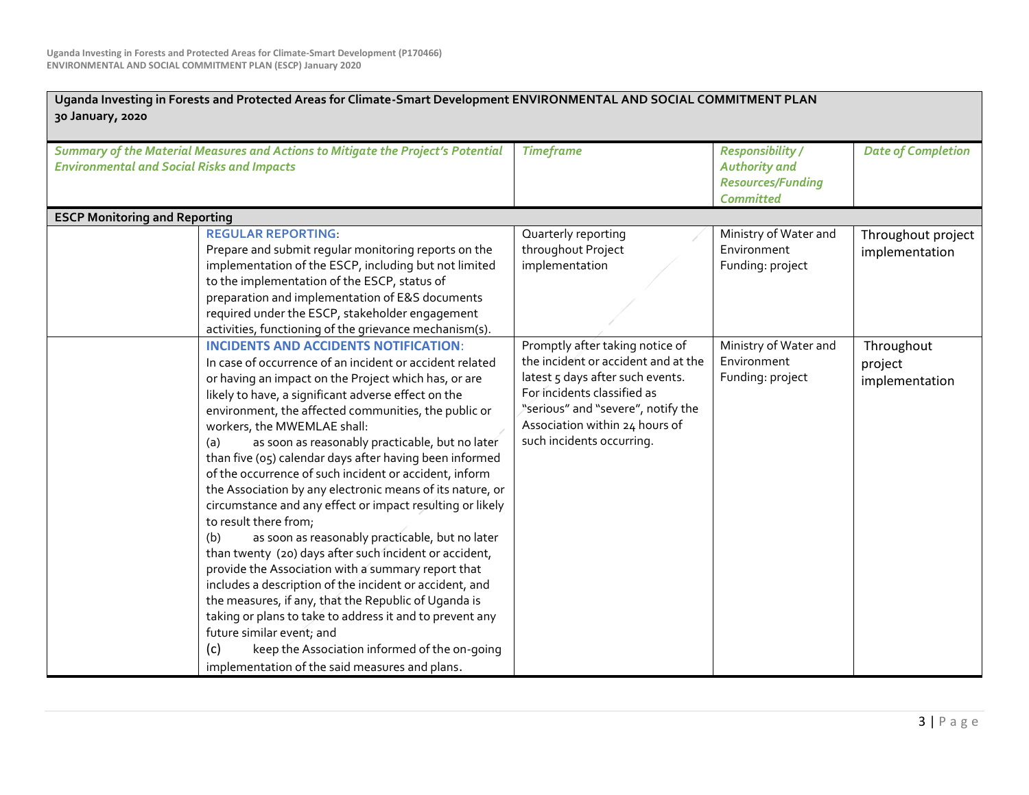| Uganda Investing in Forests and Protected Areas for Climate-Smart Development ENVIRONMENTAL AND SOCIAL COMMITMENT PLAN 30 January, 2020 | | | | |
|---|---|---|---|---|
| *Summary of the Material Measures and Actions to Mitigate the Project's Potential Environmental and Social Risks and Impacts* | | *Timeframe* | *Responsibility / Authority and Resources/Funding Committed* | *Date of Completion* |
| **ESCP Monitoring and Reporting** | | | | |
| | **REGULAR REPORTING**: Prepare and submit regular monitoring reports on the implementation of the ESCP, including but not limited to the implementation of the ESCP, status of preparation and implementation of E&S documents required under the ESCP, stakeholder engagement activities, functioning of the grievance mechanism(s). | Quarterly reporting throughout Project implementation | Ministry of Water and Environment<br>Funding: project | Throughout project implementation |
| | **INCIDENTS AND ACCIDENTS NOTIFICATION**: In case of occurrence of an incident or accident related or having an impact on the Project which has, or are likely to have, a significant adverse effect on the environment, the affected communities, the public or workers, the MWEMLAE shall:<br>(a) as soon as reasonably practicable, but no later than five (05) calendar days after having been informed of the occurrence of such incident or accident, inform the Association by any electronic means of its nature, or circumstance and any effect or impact resulting or likely to result there from;<br>(b) as soon as reasonably practicable, but no later than twenty (20) days after such incident or accident, provide the Association with a summary report that includes a description of the incident or accident, and the measures, if any, that the Republic of Uganda is taking or plans to take to address it and to prevent any future similar event; and<br>(c) keep the Association informed of the on-going implementation of the said measures and plans. | Promptly after taking notice of the incident or accident and at the latest 5 days after such events. For incidents classified as "serious" and "severe", notify the Association within 24 hours of such incidents occurring. | Ministry of Water and Environment<br>Funding: project | Throughout project implementation |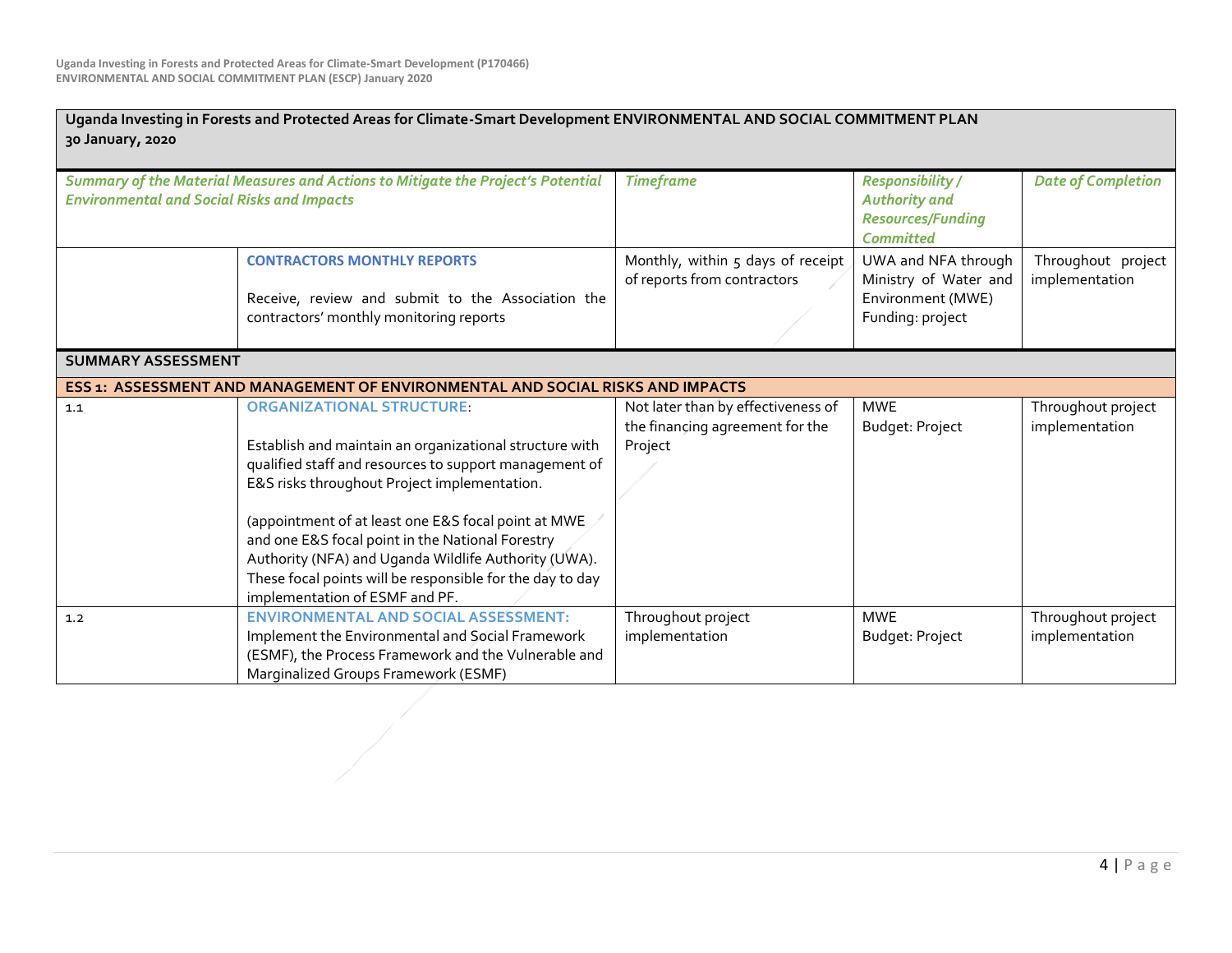| Uganda Investing in Forests and Protected Areas for Climate-Smart Development ENVIRONMENTAL AND SOCIAL COMMITMENT PLAN 30 January, 2020 | | | | |
|---|---|---|---|---|
| *Summary of the Material Measures and Actions to Mitigate the Project's Potential Environmental and Social Risks and Impacts* | | *Timeframe* | *Responsibility / Authority and Resources/Funding Committed* | *Date of Completion* |
| | **CONTRACTORS MONTHLY REPORTS**<br><br>Receive, review and submit to the Association the contractors' monthly monitoring reports | Monthly, within 5 days of receipt of reports from contractors | UWA and NFA through Ministry of Water and Environment (MWE)<br>Funding: project | Throughout project implementation |
| **SUMMARY ASSESSMENT** | | | | |
| **ESS 1: ASSESSMENT AND MANAGEMENT OF ENVIRONMENTAL AND SOCIAL RISKS AND IMPACTS** | | | | |
| 1.1 | **ORGANIZATIONAL STRUCTURE**:<br><br>Establish and maintain an organizational structure with qualified staff and resources to support management of E&S risks throughout Project implementation.<br><br>(appointment of at least one E&S focal point at MWE and one E&S focal point in the National Forestry Authority (NFA) and Uganda Wildlife Authority (UWA). These focal points will be responsible for the day to day implementation of ESMF and PF. | Not later than by effectiveness of the financing agreement for the Project | MWE<br>Budget: Project | Throughout project implementation |
| 1.2 | **ENVIRONMENTAL AND SOCIAL ASSESSMENT:**<br>Implement the Environmental and Social Framework (ESMF), the Process Framework and the Vulnerable and Marginalized Groups Framework (ESMF) | Throughout project implementation | MWE<br>Budget: Project | Throughout project implementation |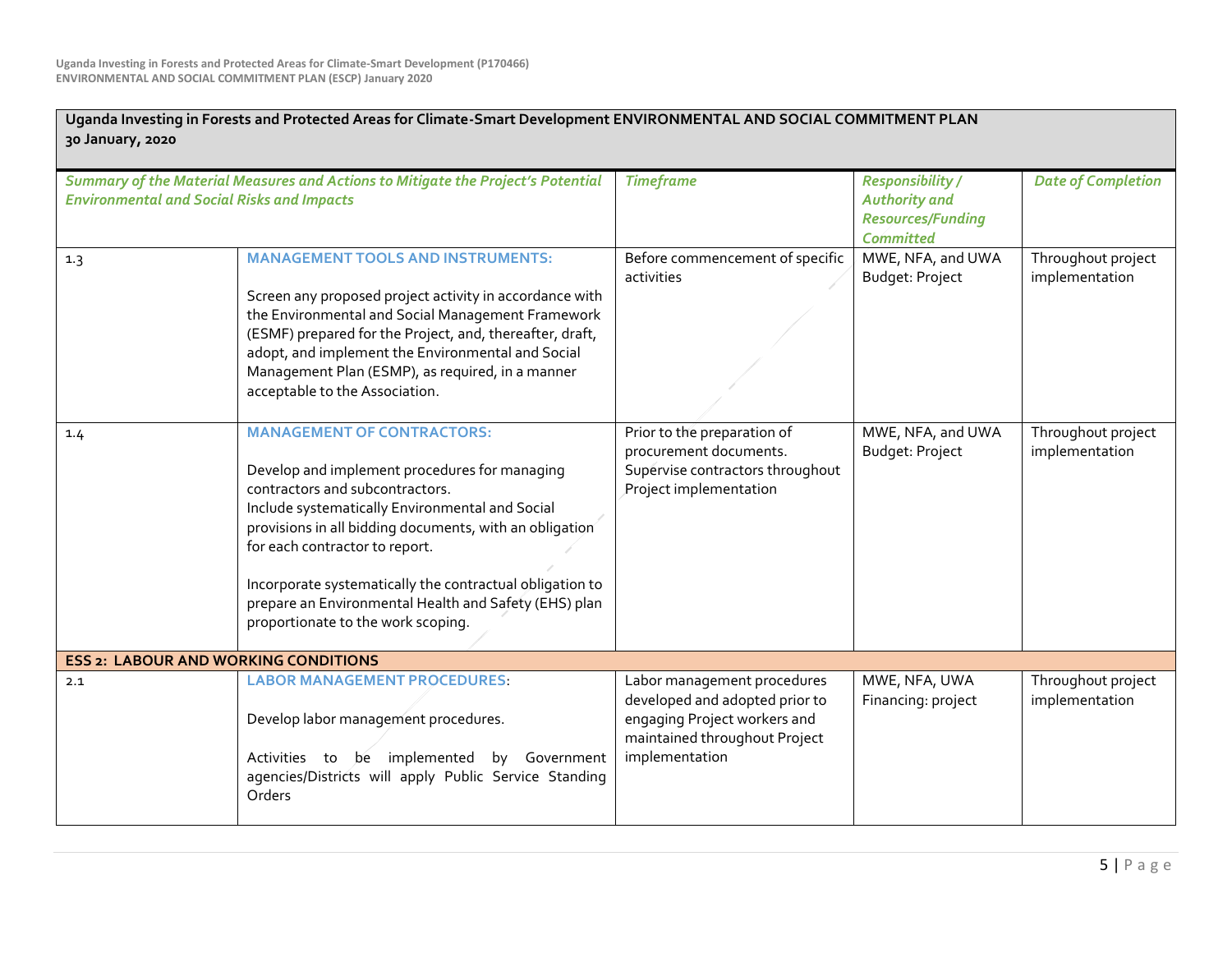| Uganda Investing in Forests and Protected Areas for Climate-Smart Development ENVIRONMENTAL AND SOCIAL COMMITMENT PLAN 30 January, 2020 | | | | |
|---|---|---|---|---|
| *Summary of the Material Measures and Actions to Mitigate the Project's Potential Environmental and Social Risks and Impacts* | | *Timeframe* | *Responsibility / Authority and Resources/Funding Committed* | *Date of Completion* |
| 1.3 | **MANAGEMENT TOOLS AND INSTRUMENTS:**<br><br>Screen any proposed project activity in accordance with the Environmental and Social Management Framework (ESMF) prepared for the Project, and, thereafter, draft, adopt, and implement the Environmental and Social Management Plan (ESMP), as required, in a manner acceptable to the Association. | Before commencement of specific activities | MWE, NFA, and UWA<br>Budget: Project | Throughout project implementation |
| 1.4 | **MANAGEMENT OF CONTRACTORS:**<br><br>Develop and implement procedures for managing contractors and subcontractors.<br>Include systematically Environmental and Social provisions in all bidding documents, with an obligation for each contractor to report.<br><br>Incorporate systematically the contractual obligation to prepare an Environmental Health and Safety (EHS) plan proportionate to the work scoping. | Prior to the preparation of procurement documents.<br>Supervise contractors throughout Project implementation | MWE, NFA, and UWA<br>Budget: Project | Throughout project implementation |
| **ESS 2: LABOUR AND WORKING CONDITIONS** | | | | |
| 2.1 | **LABOR MANAGEMENT PROCEDURES**:<br><br>Develop labor management procedures.<br><br>Activities to be implemented by Government agencies/Districts will apply Public Service Standing Orders | Labor management procedures developed and adopted prior to engaging Project workers and maintained throughout Project implementation | MWE, NFA, UWA<br>Financing: project | Throughout project implementation |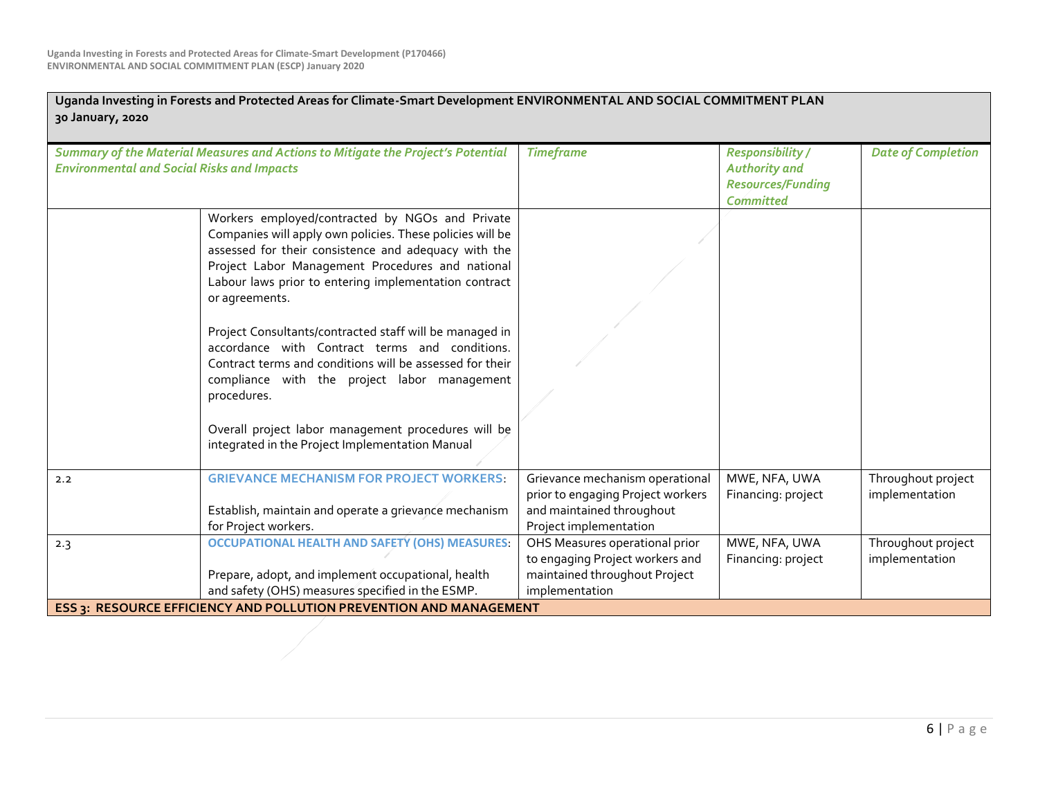| Uganda Investing in Forests and Protected Areas for Climate-Smart Development ENVIRONMENTAL AND SOCIAL COMMITMENT PLAN 30 January, 2020 | | | | |
|---|---|---|---|---|
| ***Summary of the Material Measures and Actions to Mitigate the Project's Potential Environmental and Social Risks and Impacts*** | | ***Timeframe*** | ***Responsibility / Authority and Resources/Funding Committed*** | ***Date of Completion*** |
| | Workers employed/contracted by NGOs and Private Companies will apply own policies. These policies will be assessed for their consistence and adequacy with the Project Labor Management Procedures and national Labour laws prior to entering implementation contract or agreements.<br><br>Project Consultants/contracted staff will be managed in accordance with Contract terms and conditions. Contract terms and conditions will be assessed for their compliance with the project labor management procedures.<br><br>Overall project labor management procedures will be integrated in the Project Implementation Manual | | | |
| 2.2 | **GRIEVANCE MECHANISM FOR PROJECT WORKERS**:<br><br>Establish, maintain and operate a grievance mechanism for Project workers. | Grievance mechanism operational prior to engaging Project workers and maintained throughout Project implementation | MWE, NFA, UWA<br>Financing: project | Throughout project implementation |
| 2.3 | **OCCUPATIONAL HEALTH AND SAFETY (OHS) MEASURES**:<br><br>Prepare, adopt, and implement occupational, health and safety (OHS) measures specified in the ESMP. | OHS Measures operational prior to engaging Project workers and maintained throughout Project implementation | MWE, NFA, UWA<br>Financing: project | Throughout project implementation |
| **ESS 3: RESOURCE EFFICIENCY AND POLLUTION PREVENTION AND MANAGEMENT** | | | | |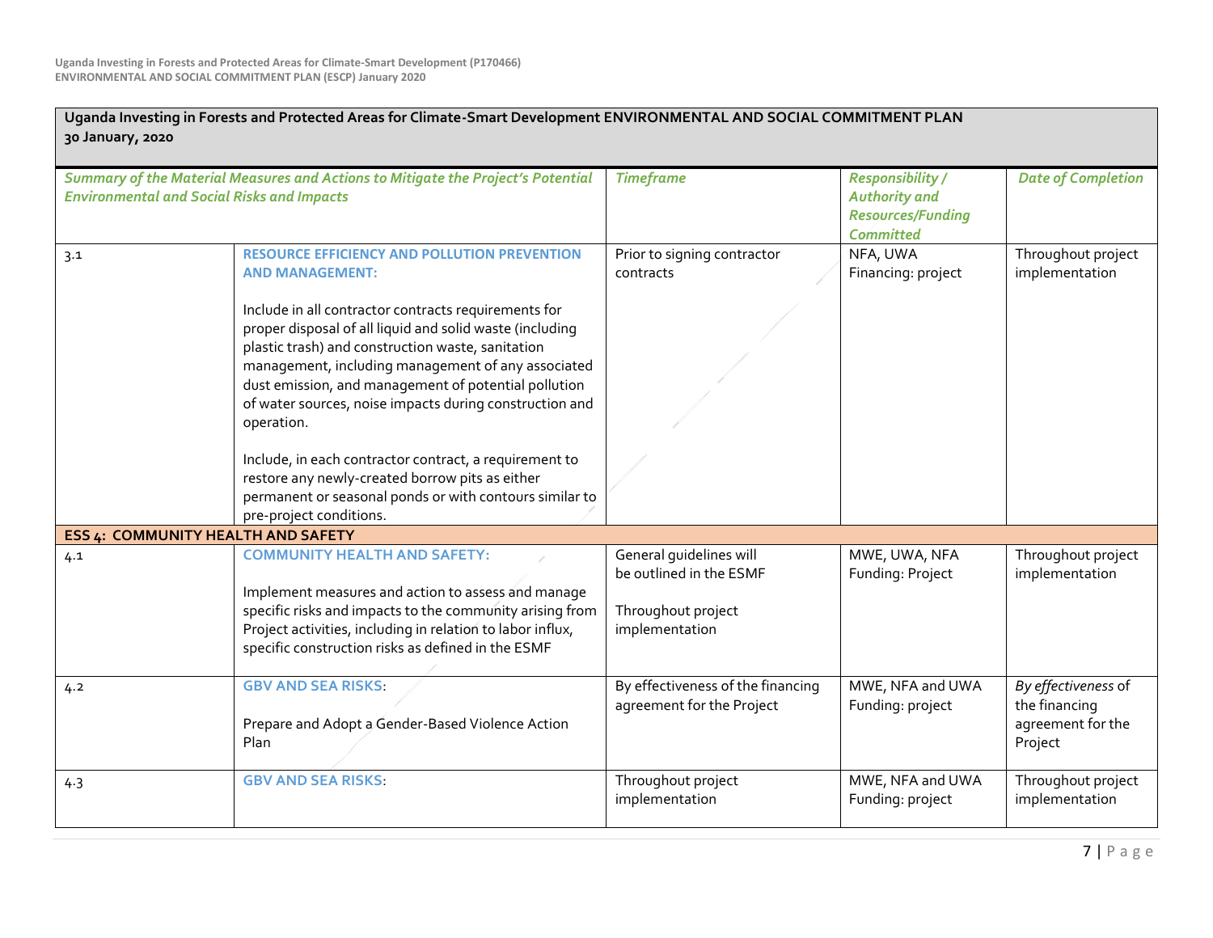| Uganda Investing in Forests and Protected Areas for Climate-Smart Development ENVIRONMENTAL AND SOCIAL COMMITMENT PLAN 30 January, 2020 | | | | |
|---|---|---|---|---|
| *Summary of the Material Measures and Actions to Mitigate the Project's Potential Environmental and Social Risks and Impacts* | | *Timeframe* | *Responsibility / Authority and Resources/Funding Committed* | *Date of Completion* |
| 3.1 | **RESOURCE EFFICIENCY AND POLLUTION PREVENTION AND MANAGEMENT:**<br><br>Include in all contractor contracts requirements for proper disposal of all liquid and solid waste (including plastic trash) and construction waste, sanitation management, including management of any associated dust emission, and management of potential pollution of water sources, noise impacts during construction and operation.<br><br>Include, in each contractor contract, a requirement to restore any newly-created borrow pits as either permanent or seasonal ponds or with contours similar to pre-project conditions. | Prior to signing contractor contracts | NFA, UWA<br>Financing: project | Throughout project implementation |
| **ESS 4: COMMUNITY HEALTH AND SAFETY** | | | | |
| 4.1 | **COMMUNITY HEALTH AND SAFETY:**<br><br>Implement measures and action to assess and manage specific risks and impacts to the community arising from Project activities, including in relation to labor influx, specific construction risks as defined in the ESMF | General guidelines will be outlined in the ESMF<br><br>Throughout project implementation | MWE, UWA, NFA<br>Funding: Project | Throughout project implementation |
| 4.2 | **GBV AND SEA RISKS**:<br><br>Prepare and Adopt a Gender-Based Violence Action Plan | By effectiveness of the financing agreement for the Project | MWE, NFA and UWA<br>Funding: project | *By effectiveness* of the financing agreement for the Project |
| 4.3 | **GBV AND SEA RISKS**: | Throughout project implementation | MWE, NFA and UWA<br>Funding: project | Throughout project implementation |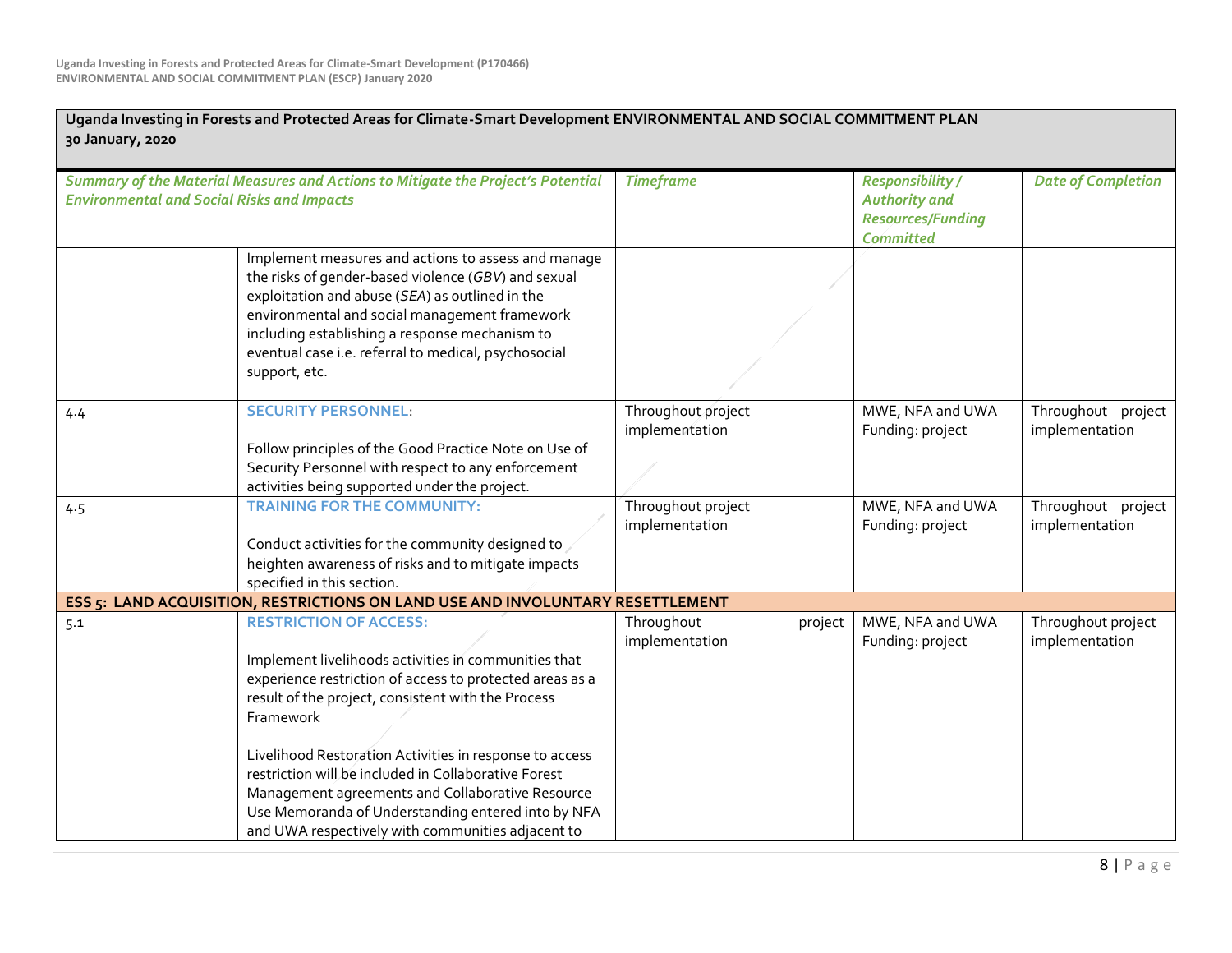| Uganda Investing in Forests and Protected Areas for Climate-Smart Development ENVIRONMENTAL AND SOCIAL COMMITMENT PLAN 30 January, 2020 | | | | |
|---|---|---|---|---|
| ***Summary of the Material Measures and Actions to Mitigate the Project's Potential Environmental and Social Risks and Impacts*** | | ***Timeframe*** | ***Responsibility / Authority and Resources/Funding Committed*** | ***Date of Completion*** |
| | Implement measures and actions to assess and manage the risks of gender-based violence (*GBV*) and sexual exploitation and abuse (*SEA*) as outlined in the environmental and social management framework including establishing a response mechanism to eventual case i.e. referral to medical, psychosocial support, etc. | | | |
| 4.4 | **SECURITY PERSONNEL**:<br><br>Follow principles of the Good Practice Note on Use of Security Personnel with respect to any enforcement activities being supported under the project. | Throughout project implementation | MWE, NFA and UWA<br>Funding: project | Throughout project implementation |
| 4.5 | **TRAINING FOR THE COMMUNITY:**<br><br>Conduct activities for the community designed to heighten awareness of risks and to mitigate impacts specified in this section. | Throughout project implementation | MWE, NFA and UWA<br>Funding: project | Throughout project implementation |
| **ESS 5: LAND ACQUISITION, RESTRICTIONS ON LAND USE AND INVOLUNTARY RESETTLEMENT** | | | | |
| 5.1 | **RESTRICTION OF ACCESS:**<br><br>Implement livelihoods activities in communities that experience restriction of access to protected areas as a result of the project, consistent with the Process Framework<br><br>Livelihood Restoration Activities in response to access restriction will be included in Collaborative Forest Management agreements and Collaborative Resource Use Memoranda of Understanding entered into by NFA and UWA respectively with communities adjacent to | Throughout project implementation | MWE, NFA and UWA<br>Funding: project | Throughout project implementation |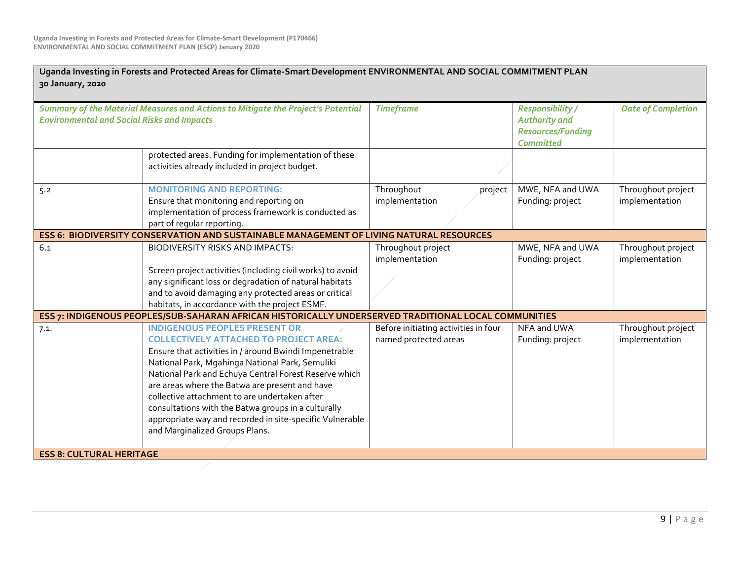**Uganda Investing in Forests and Protected Areas for Climate-Smart Development ENVIRONMENTAL AND SOCIAL COMMITMENT PLAN**
**30 January, 2020**

| *Summary of the Material Measures and Actions to Mitigate the Project's Potential Environmental and Social Risks and Impacts* | | *Timeframe* | *Responsibility / Authority and Resources/Funding Committed* | *Date of Completion* |
|---|---|---|---|---|
| | protected areas. Funding for implementation of these activities already included in project budget. | | | |
| 5.2 | **MONITORING AND REPORTING:** Ensure that monitoring and reporting on implementation of process framework is conducted as part of regular reporting. | Throughout project implementation | MWE, NFA and UWA Funding: project | Throughout project implementation |
| **ESS 6: BIODIVERSITY CONSERVATION AND SUSTAINABLE MANAGEMENT OF LIVING NATURAL RESOURCES** | | | | |
| 6.1 | BIODIVERSITY RISKS AND IMPACTS: Screen project activities (including civil works) to avoid any significant loss or degradation of natural habitats and to avoid damaging any protected areas or critical habitats, in accordance with the project ESMF. | Throughout project implementation | MWE, NFA and UWA Funding: project | Throughout project implementation |
| **ESS 7: INDIGENOUS PEOPLES/SUB-SAHARAN AFRICAN HISTORICALLY UNDERSERVED TRADITIONAL LOCAL COMMUNITIES** | | | | |
| 7.1. | **INDIGENOUS PEOPLES PRESENT OR COLLECTIVELY ATTACHED TO PROJECT AREA:** Ensure that activities in / around Bwindi Impenetrable National Park, Mgahinga National Park, Semuliki National Park and Echuya Central Forest Reserve which are areas where the Batwa are present and have collective attachment to are undertaken after consultations with the Batwa groups in a culturally appropriate way and recorded in site-specific Vulnerable and Marginalized Groups Plans. | Before initiating activities in four named protected areas | NFA and UWA Funding: project | Throughout project implementation |
| **ESS 8: CULTURAL HERITAGE** | | | | |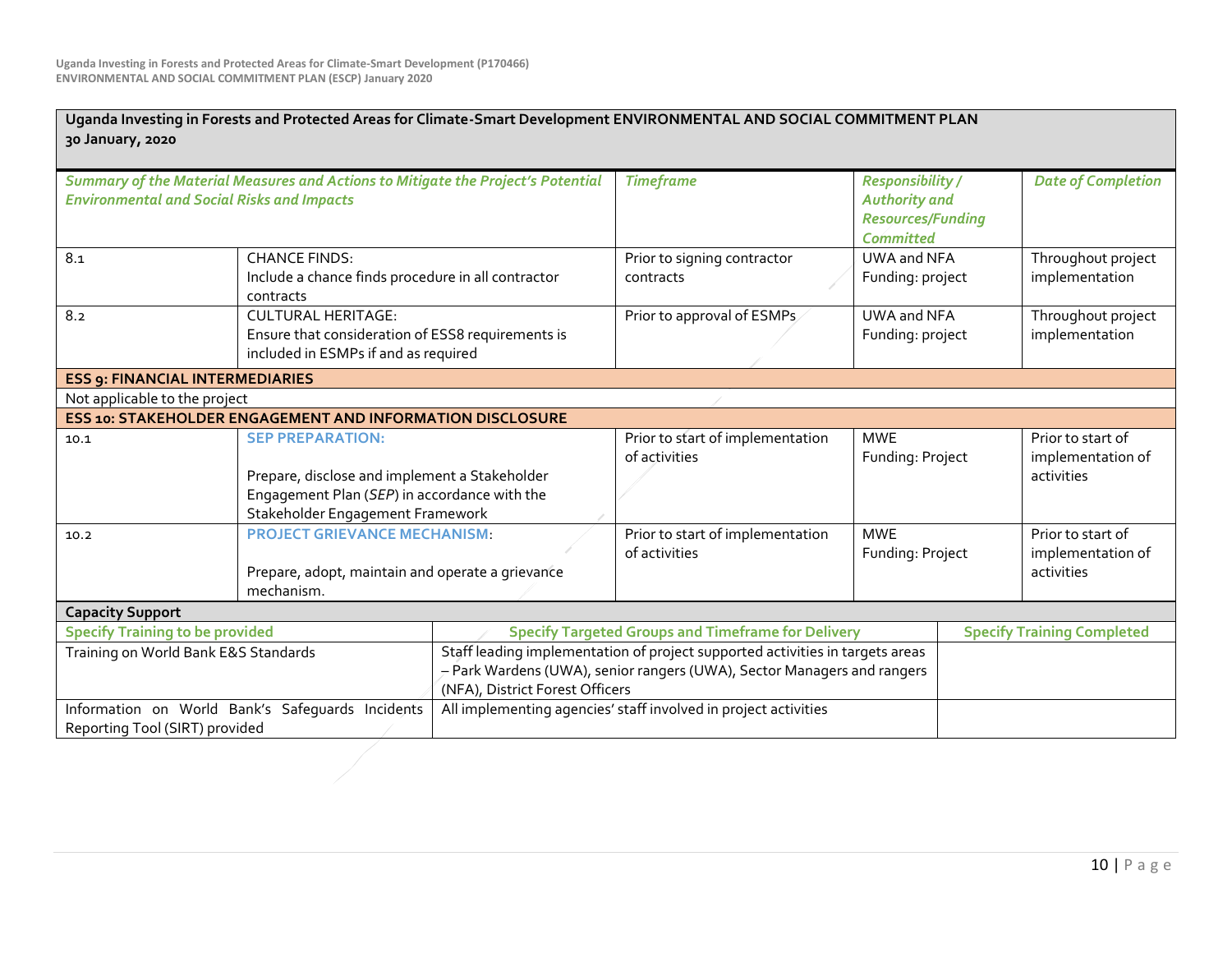| Uganda Investing in Forests and Protected Areas for Climate-Smart Development ENVIRONMENTAL AND SOCIAL COMMITMENT PLAN 30 January, 2020 | | | | |
|---|---|---|---|---|
| *Summary of the Material Measures and Actions to Mitigate the Project's Potential Environmental and Social Risks and Impacts* | | *Timeframe* | *Responsibility / Authority and Resources/Funding Committed* | *Date of Completion* |
| 8.1 | CHANCE FINDS: Include a chance finds procedure in all contractor contracts | Prior to signing contractor contracts | UWA and NFA Funding: project | Throughout project implementation |
| 8.2 | CULTURAL HERITAGE: Ensure that consideration of ESS8 requirements is included in ESMPs if and as required | Prior to approval of ESMPs | UWA and NFA Funding: project | Throughout project implementation |
| **ESS 9: FINANCIAL INTERMEDIARIES** | | | | |
| Not applicable to the project | | | | |
| **ESS 10: STAKEHOLDER ENGAGEMENT AND INFORMATION DISCLOSURE** | | | | |
| 10.1 | **SEP PREPARATION:** Prepare, disclose and implement a Stakeholder Engagement Plan (*SEP*) in accordance with the Stakeholder Engagement Framework | Prior to start of implementation of activities | MWE Funding: Project | Prior to start of implementation of activities |
| 10.2 | **PROJECT GRIEVANCE MECHANISM**: Prepare, adopt, maintain and operate a grievance mechanism. | Prior to start of implementation of activities | MWE Funding: Project | Prior to start of implementation of activities |

**Capacity Support**

| Specify Training to be provided | Specify Targeted Groups and Timeframe for Delivery | Specify Training Completed |
|---|---|---|
| Training on World Bank E&S Standards | Staff leading implementation of project supported activities in targets areas – Park Wardens (UWA), senior rangers (UWA), Sector Managers and rangers (NFA), District Forest Officers | |
| Information on World Bank's Safeguards Incidents Reporting Tool (SIRT) provided | All implementing agencies' staff involved in project activities | |